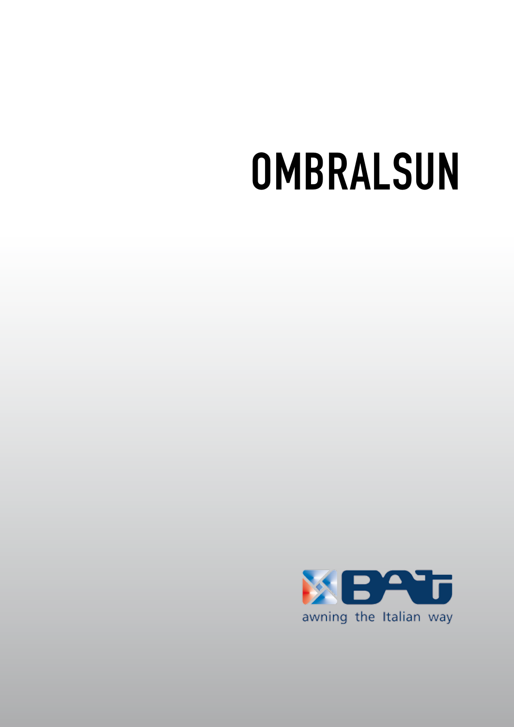# OMBRALSUN

BAT

awning the Italian way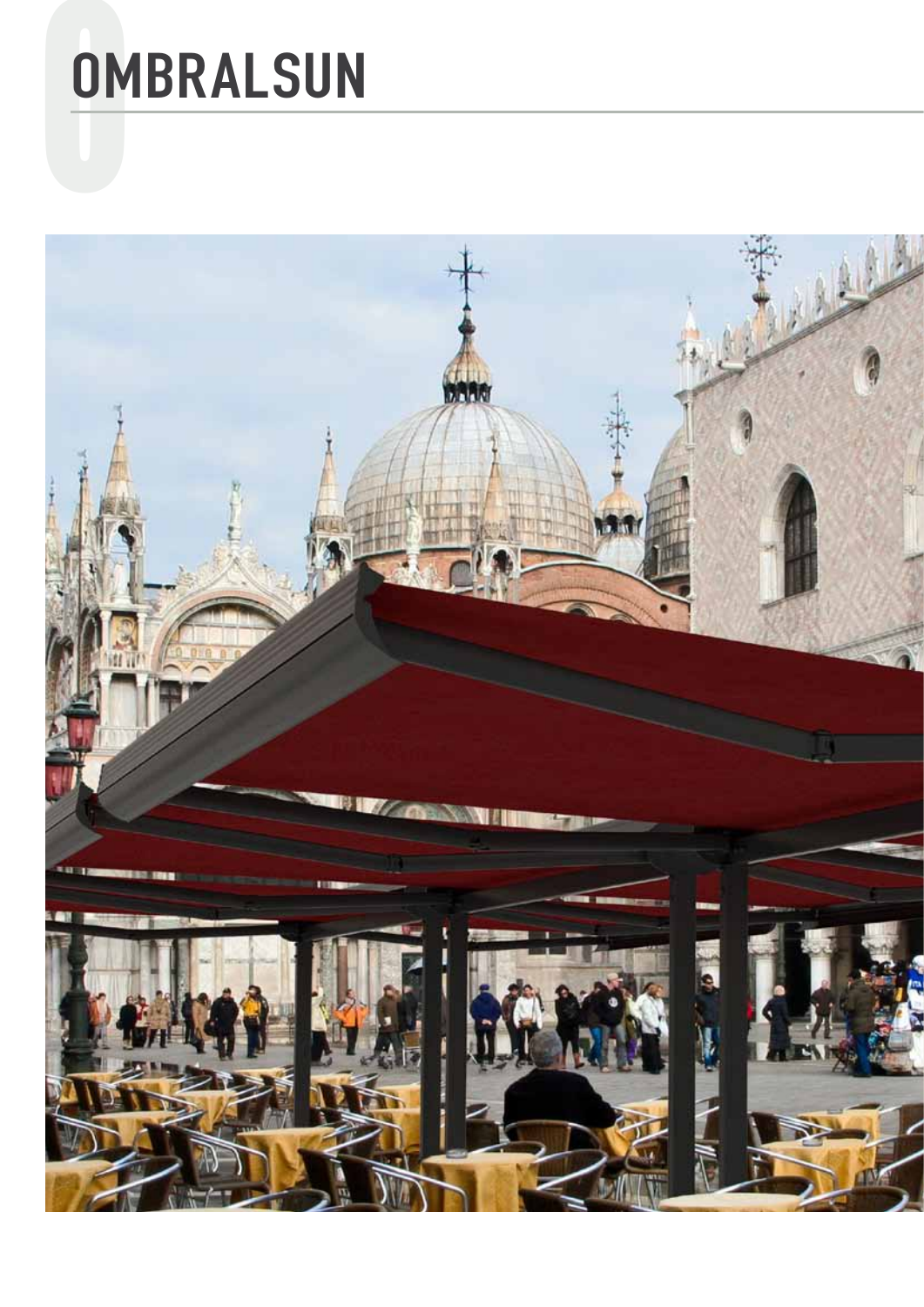# OMBRALSUN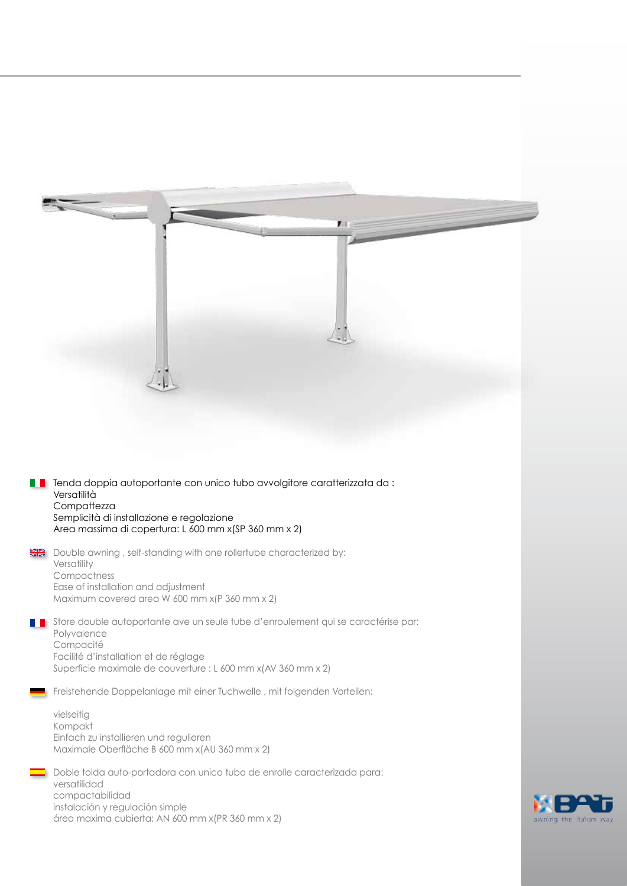Tenda doppia autoportante con unico tubo avvolgitore caratterizzata da :
Versatilità
Compattezza
Semplicità di installazione e regolazione
Area massima di copertura: L 600 mm x(SP 360 mm x 2)

Double awning , self-standing with one rollertube characterized by:
Versatility
Compactness
Ease of installation and adjustment
Maximum covered area W 600 mm x(P 360 mm x 2)

Store double autoportante ave un seule tube d'enroulement qui se caractérise par:
Polyvalence
Compacité
Facilité d'installation et de réglage
Superficie maximale de couverture : L 600 mm x(AV 360 mm x 2)

Freistehende Doppelanlage mit einer Tuchwelle , mit folgenden Vorteilen:

vielseitig
Kompakt
Einfach zu installieren und regulieren
Maximale Oberfläche B 600 mm x(AU 360 mm x 2)

Doble tolda auto-portadora con unico tubo de enrolle caracterizada para:
versatilidad
compactabilidad
instalación y regulación simple
área maxima cubierta: AN 600 mm x(PR 360 mm x 2)

BAT
awning the Italian way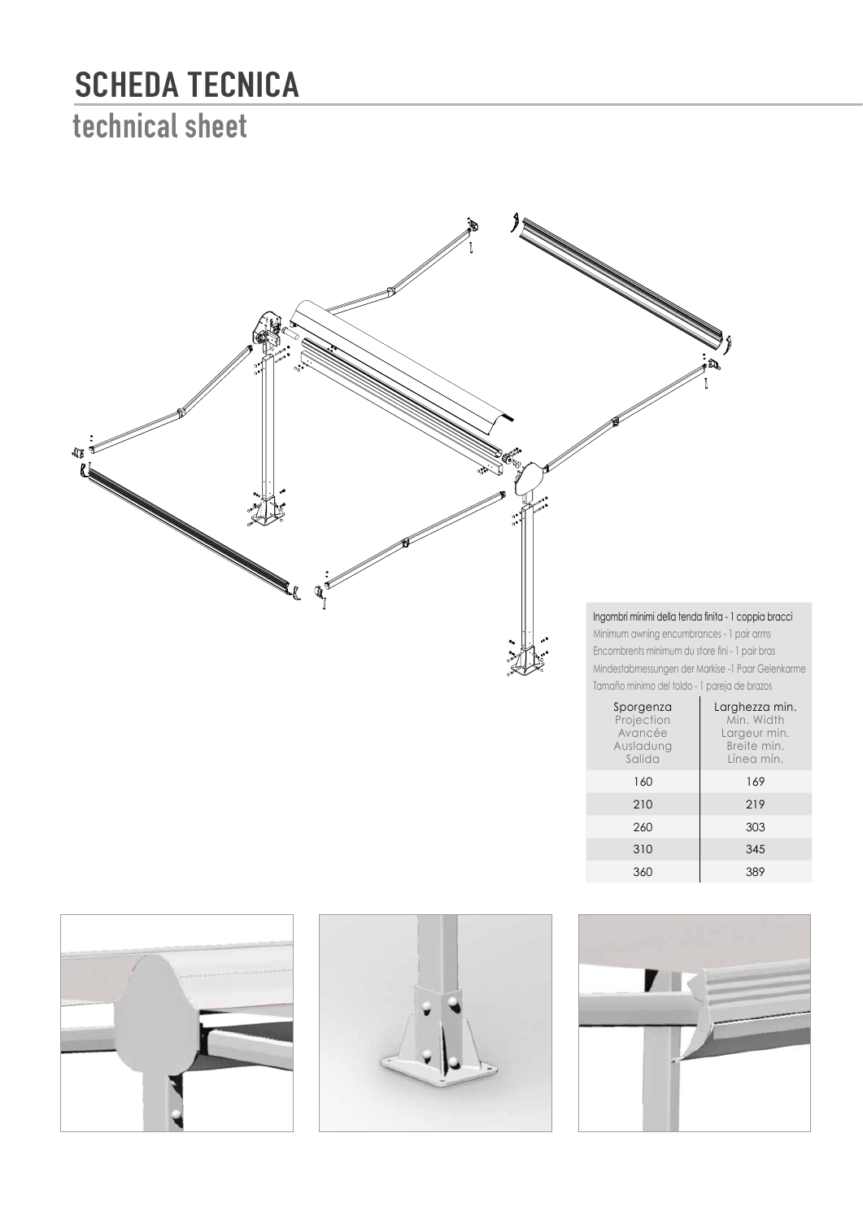# SCHEDA TECNICA

## technical sheet

Ingombri minimi della tenda finita - 1 coppia bracci
Minimum awning encumbrances - 1 pair arms
Encombrents minimum du store fini - 1 pair bras
Mindestabmessungen der Markise -1 Paar Gelenkarme
Tamaño mínimo del toldo - 1 pareja de brazos

| Sporgenza<br>Projection<br>Avancée<br>Ausladung<br>Salida | Larghezza min.<br>Min. Width<br>Largeur min.<br>Breite min.<br>Línea mín. |
|---|---|
| 160 | 169 |
| 210 | 219 |
| 260 | 303 |
| 310 | 345 |
| 360 | 389 |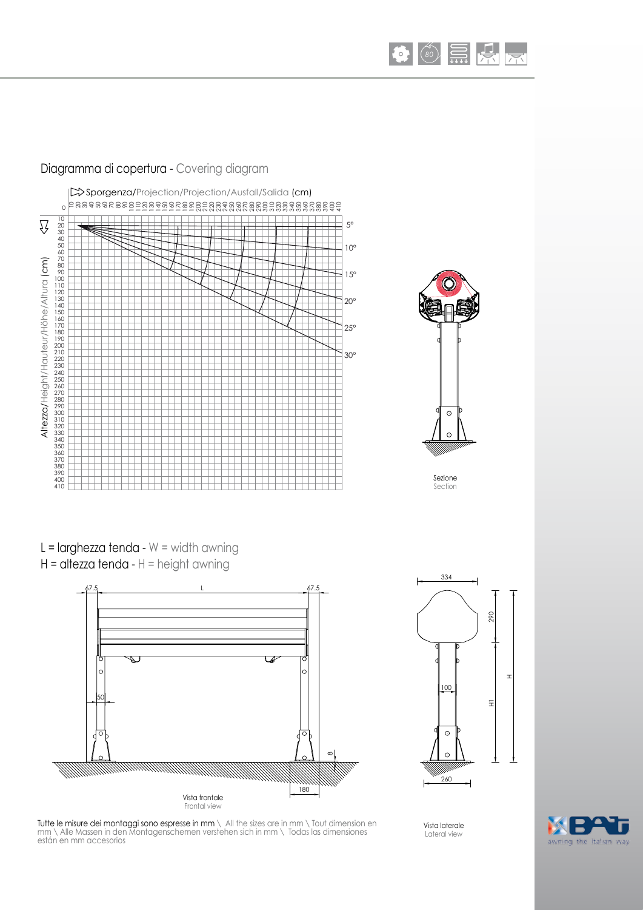## Diagramma di copertura - Covering diagram

Sporgenza/Projection/Projection/Ausfall/Salida (cm)

Altezza/Height/Hauteur/Höhe/Altura (cm)

5° 10° 15° 20° 25° 30°

Sezione
Section

L = larghezza tenda - W = width awning
H = altezza tenda - H = height awning

Vista frontale
Frontal view

Vista laterale
Lateral view

Tutte le misure dei montaggi sono espresse in mm \ All the sizes are in mm \ Tout dimension en mm \ Alle Massen in den Montagenschemen verstehen sich in mm \ Todas las dimensiones están en mm accesorios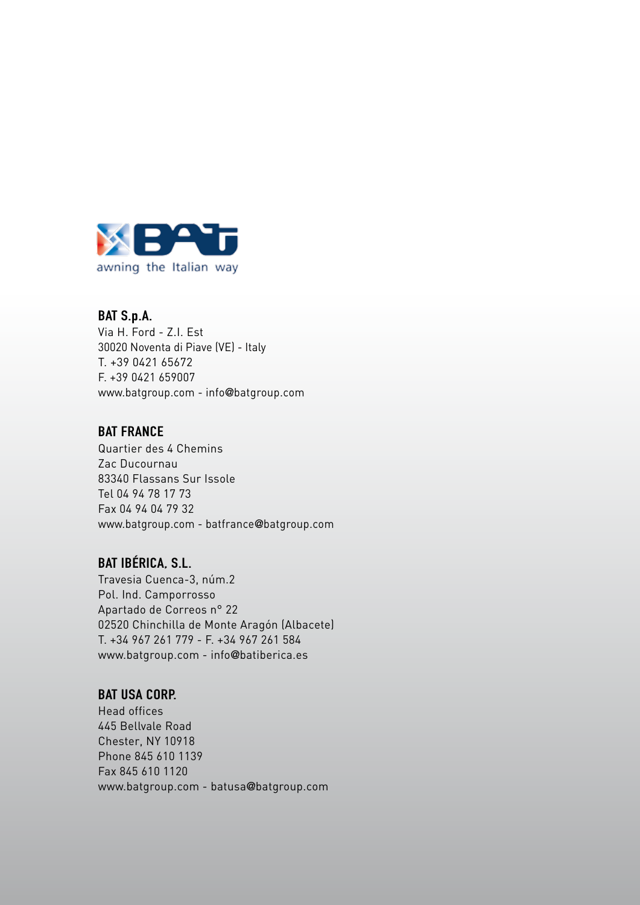awning the Italian way

**BAT S.p.A.**
Via H. Ford - Z.I. Est
30020 Noventa di Piave (VE) - Italy
T. +39 0421 65672
F. +39 0421 659007
www.batgroup.com - info@batgroup.com

**BAT FRANCE**
Quartier des 4 Chemins
Zac Ducournau
83340 Flassans Sur Issole
Tel 04 94 78 17 73
Fax 04 94 04 79 32
www.batgroup.com - batfrance@batgroup.com

**BAT IBÉRICA, S.L.**
Travesia Cuenca-3, núm.2
Pol. Ind. Camporrosso
Apartado de Correos n° 22
02520 Chinchilla de Monte Aragón (Albacete)
T. +34 967 261 779 - F. +34 967 261 584
www.batgroup.com - info@batiberica.es

**BAT USA CORP.**
Head offices
445 Bellvale Road
Chester, NY 10918
Phone 845 610 1139
Fax 845 610 1120
www.batgroup.com - batusa@batgroup.com